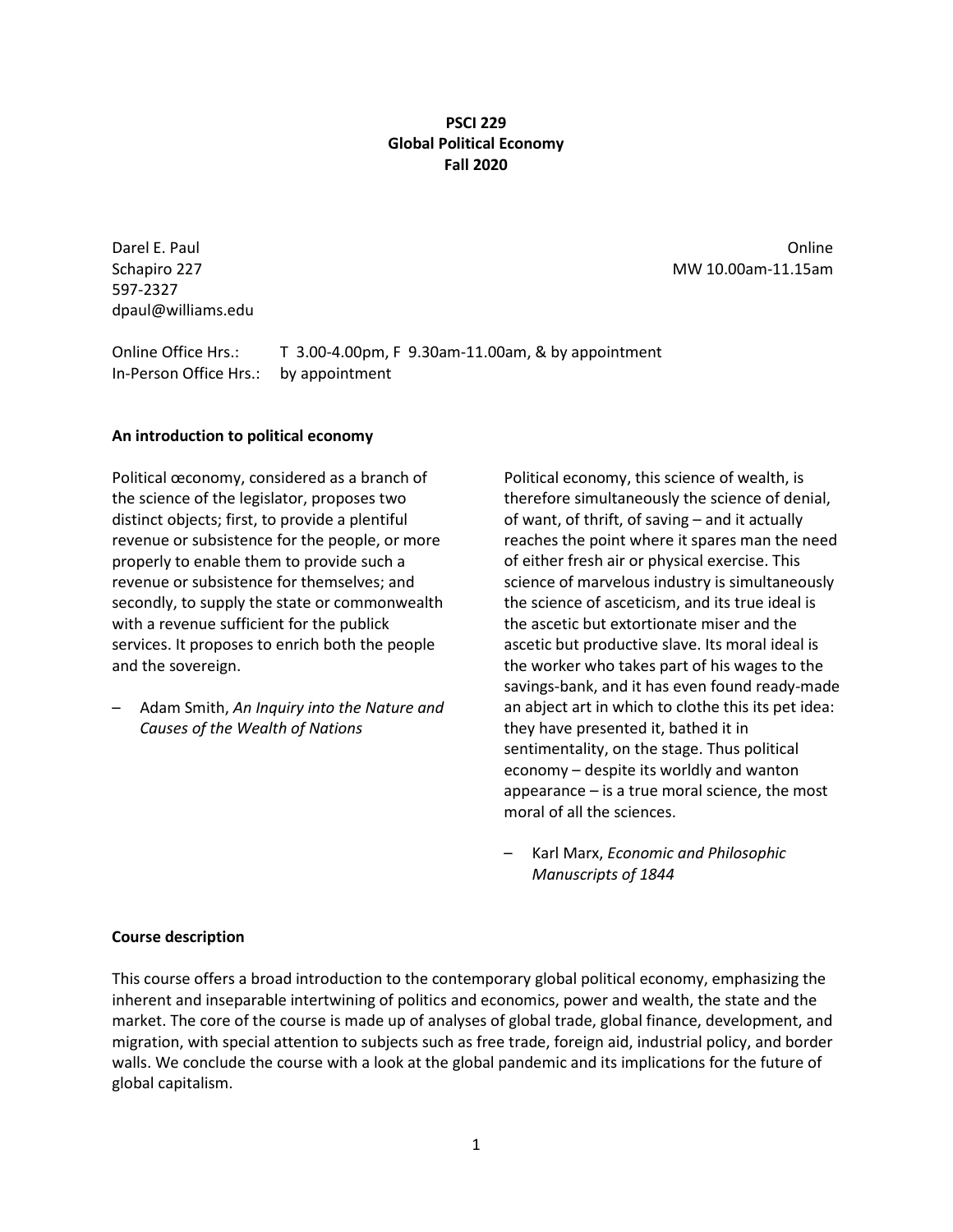**PSCI 229**
**Global Political Economy**
**Fall 2020**

Darel E. Paul
Schapiro 227
597-2327
dpaul@williams.edu

Online
MW 10.00am-11.15am

Online Office Hrs.: T 3.00-4.00pm, F 9.30am-11.00am, & by appointment
In-Person Office Hrs.: by appointment

**An introduction to political economy**

Political œconomy, considered as a branch of the science of the legislator, proposes two distinct objects; first, to provide a plentiful revenue or subsistence for the people, or more properly to enable them to provide such a revenue or subsistence for themselves; and secondly, to supply the state or commonwealth with a revenue sufficient for the publick services. It proposes to enrich both the people and the sovereign.

– Adam Smith, *An Inquiry into the Nature and Causes of the Wealth of Nations*

Political economy, this science of wealth, is therefore simultaneously the science of denial, of want, of thrift, of saving – and it actually reaches the point where it spares man the need of either fresh air or physical exercise. This science of marvelous industry is simultaneously the science of asceticism, and its true ideal is the ascetic but extortionate miser and the ascetic but productive slave. Its moral ideal is the worker who takes part of his wages to the savings-bank, and it has even found ready-made an abject art in which to clothe this its pet idea: they have presented it, bathed it in sentimentality, on the stage. Thus political economy – despite its worldly and wanton appearance – is a true moral science, the most moral of all the sciences.

– Karl Marx, *Economic and Philosophic Manuscripts of 1844*

**Course description**

This course offers a broad introduction to the contemporary global political economy, emphasizing the inherent and inseparable intertwining of politics and economics, power and wealth, the state and the market. The core of the course is made up of analyses of global trade, global finance, development, and migration, with special attention to subjects such as free trade, foreign aid, industrial policy, and border walls. We conclude the course with a look at the global pandemic and its implications for the future of global capitalism.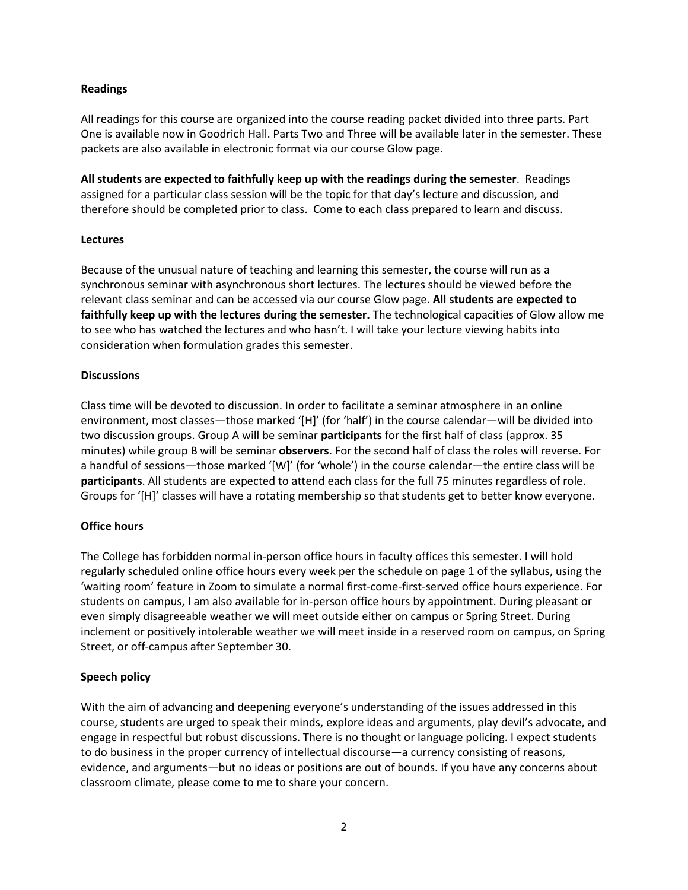**Readings**

All readings for this course are organized into the course reading packet divided into three parts. Part One is available now in Goodrich Hall. Parts Two and Three will be available later in the semester. These packets are also available in electronic format via our course Glow page.

**All students are expected to faithfully keep up with the readings during the semester**. Readings assigned for a particular class session will be the topic for that day's lecture and discussion, and therefore should be completed prior to class. Come to each class prepared to learn and discuss.

**Lectures**

Because of the unusual nature of teaching and learning this semester, the course will run as a synchronous seminar with asynchronous short lectures. The lectures should be viewed before the relevant class seminar and can be accessed via our course Glow page. **All students are expected to faithfully keep up with the lectures during the semester.** The technological capacities of Glow allow me to see who has watched the lectures and who hasn't. I will take your lecture viewing habits into consideration when formulation grades this semester.

**Discussions**

Class time will be devoted to discussion. In order to facilitate a seminar atmosphere in an online environment, most classes—those marked '[H]' (for 'half') in the course calendar—will be divided into two discussion groups. Group A will be seminar **participants** for the first half of class (approx. 35 minutes) while group B will be seminar **observers**. For the second half of class the roles will reverse. For a handful of sessions—those marked '[W]' (for 'whole') in the course calendar—the entire class will be **participants**. All students are expected to attend each class for the full 75 minutes regardless of role. Groups for '[H]' classes will have a rotating membership so that students get to better know everyone.

**Office hours**

The College has forbidden normal in-person office hours in faculty offices this semester. I will hold regularly scheduled online office hours every week per the schedule on page 1 of the syllabus, using the 'waiting room' feature in Zoom to simulate a normal first-come-first-served office hours experience. For students on campus, I am also available for in-person office hours by appointment. During pleasant or even simply disagreeable weather we will meet outside either on campus or Spring Street. During inclement or positively intolerable weather we will meet inside in a reserved room on campus, on Spring Street, or off-campus after September 30.

**Speech policy**

With the aim of advancing and deepening everyone's understanding of the issues addressed in this course, students are urged to speak their minds, explore ideas and arguments, play devil's advocate, and engage in respectful but robust discussions. There is no thought or language policing. I expect students to do business in the proper currency of intellectual discourse—a currency consisting of reasons, evidence, and arguments—but no ideas or positions are out of bounds. If you have any concerns about classroom climate, please come to me to share your concern.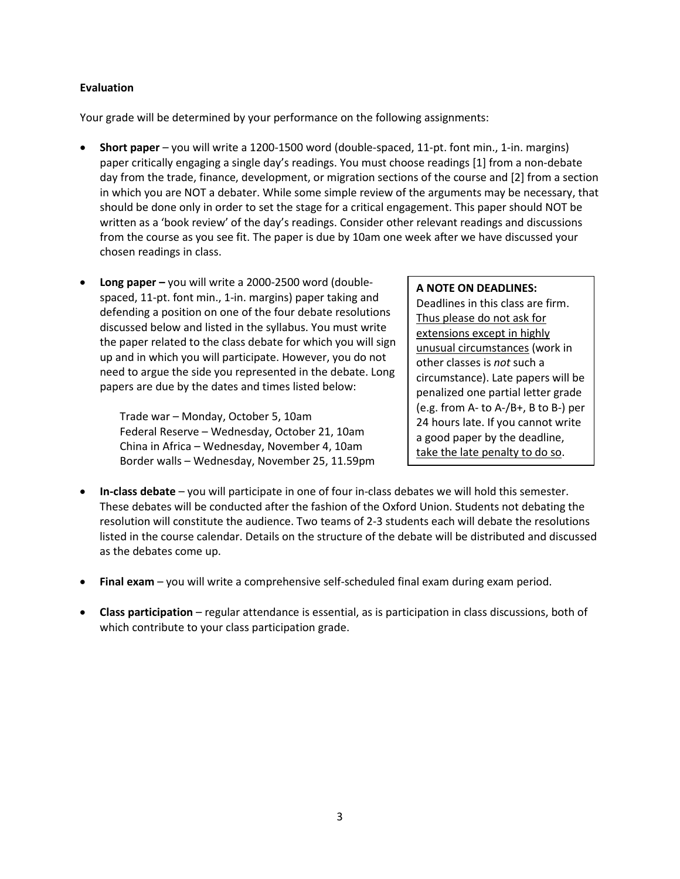**Evaluation**

Your grade will be determined by your performance on the following assignments:

- **Short paper** – you will write a 1200-1500 word (double-spaced, 11-pt. font min., 1-in. margins) paper critically engaging a single day's readings. You must choose readings [1] from a non-debate day from the trade, finance, development, or migration sections of the course and [2] from a section in which you are NOT a debater. While some simple review of the arguments may be necessary, that should be done only in order to set the stage for a critical engagement. This paper should NOT be written as a 'book review' of the day's readings. Consider other relevant readings and discussions from the course as you see fit. The paper is due by 10am one week after we have discussed your chosen readings in class.

- **Long paper –** you will write a 2000-2500 word (double-spaced, 11-pt. font min., 1-in. margins) paper taking and defending a position on one of the four debate resolutions discussed below and listed in the syllabus. You must write the paper related to the class debate for which you will sign up and in which you will participate. However, you do not need to argue the side you represented in the debate. Long papers are due by the dates and times listed below:

  Trade war – Monday, October 5, 10am
  Federal Reserve – Wednesday, October 21, 10am
  China in Africa – Wednesday, November 4, 10am
  Border walls – Wednesday, November 25, 11.59pm

> **A NOTE ON DEADLINES:**
> Deadlines in this class are firm. <u>Thus please do not ask for extensions except in highly unusual circumstances</u> (work in other classes is *not* such a circumstance). Late papers will be penalized one partial letter grade (e.g. from A- to A-/B+, B to B-) per 24 hours late. If you cannot write a good paper by the deadline, <u>take the late penalty to do so</u>.

- **In-class debate** – you will participate in one of four in-class debates we will hold this semester. These debates will be conducted after the fashion of the Oxford Union. Students not debating the resolution will constitute the audience. Two teams of 2-3 students each will debate the resolutions listed in the course calendar. Details on the structure of the debate will be distributed and discussed as the debates come up.

- **Final exam** – you will write a comprehensive self-scheduled final exam during exam period.

- **Class participation** – regular attendance is essential, as is participation in class discussions, both of which contribute to your class participation grade.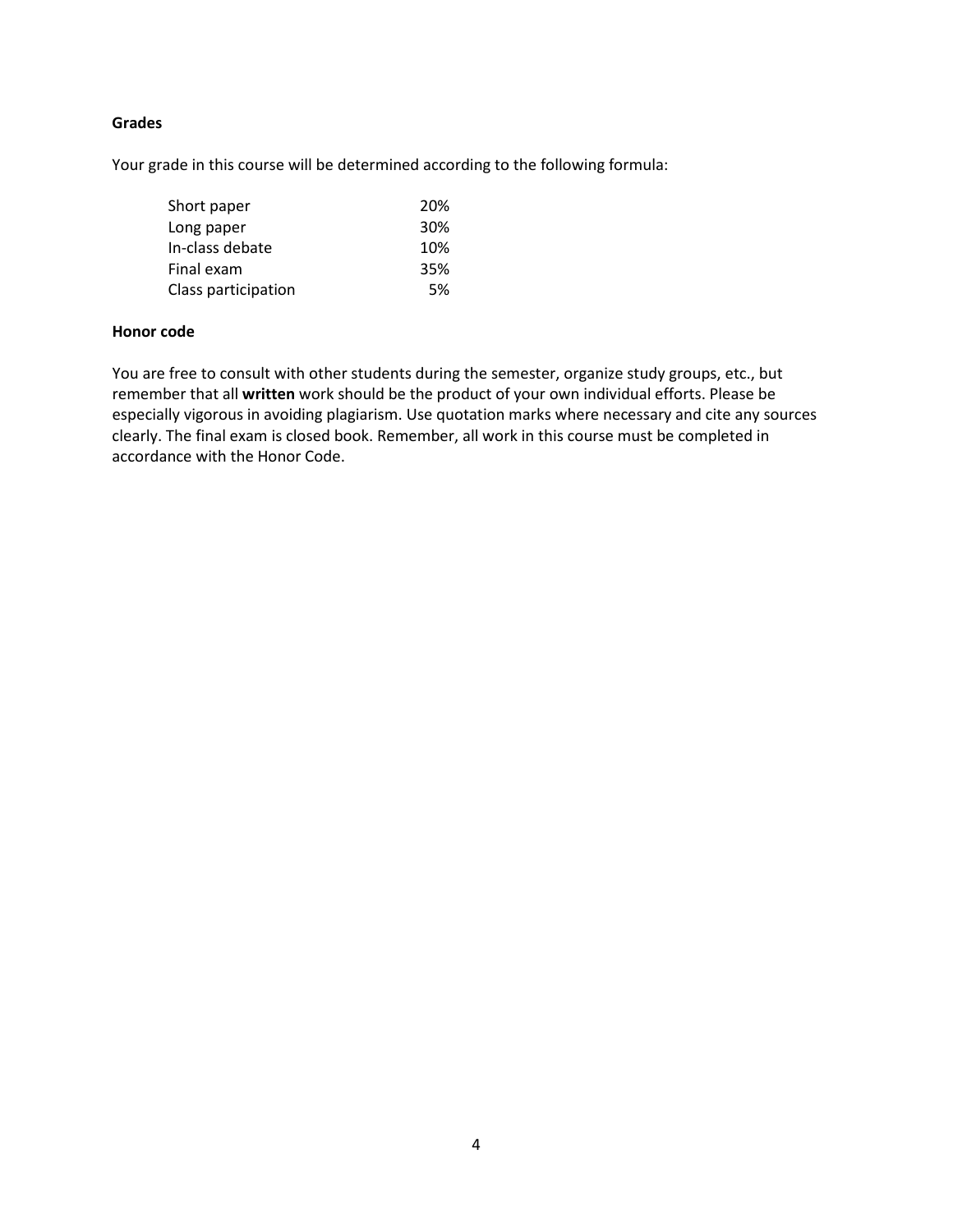### Grades

Your grade in this course will be determined according to the following formula:

| | |
|---|---|
| Short paper | 20% |
| Long paper | 30% |
| In-class debate | 10% |
| Final exam | 35% |
| Class participation | 5% |

### Honor code

You are free to consult with other students during the semester, organize study groups, etc., but remember that all **written** work should be the product of your own individual efforts. Please be especially vigorous in avoiding plagiarism. Use quotation marks where necessary and cite any sources clearly. The final exam is closed book. Remember, all work in this course must be completed in accordance with the Honor Code.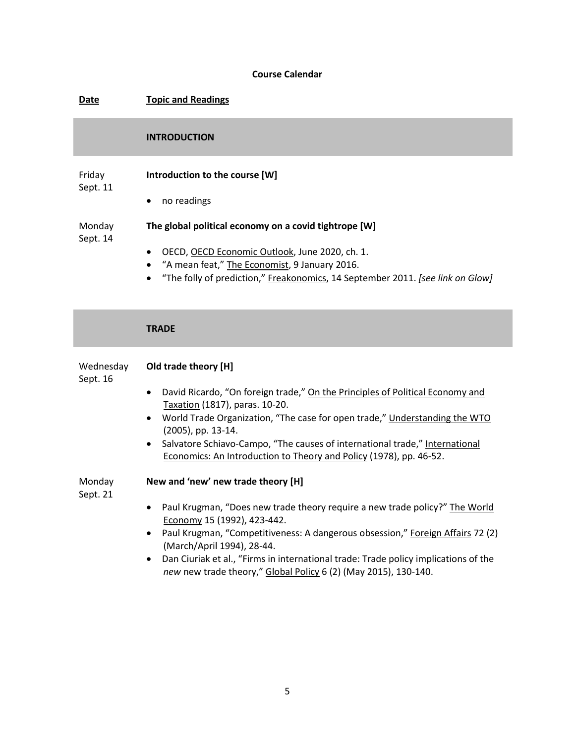## Course Calendar

| **Date** | **Topic and Readings** |
|---|---|
| | **INTRODUCTION** |
| Friday Sept. 11 | **Introduction to the course [W]**<br><br>• no readings |
| Monday Sept. 14 | **The global political economy on a covid tightrope [W]**<br><br>• OECD, OECD Economic Outlook, June 2020, ch. 1.<br>• "A mean feat," The Economist, 9 January 2016.<br>• "The folly of prediction," Freakonomics, 14 September 2011. *[see link on Glow]* |
| | **TRADE** |
| Wednesday Sept. 16 | **Old trade theory [H]**<br><br>• David Ricardo, "On foreign trade," On the Principles of Political Economy and Taxation (1817), paras. 10-20.<br>• World Trade Organization, "The case for open trade," Understanding the WTO (2005), pp. 13-14.<br>• Salvatore Schiavo-Campo, "The causes of international trade," International Economics: An Introduction to Theory and Policy (1978), pp. 46-52. |
| Monday Sept. 21 | **New and 'new' new trade theory [H]**<br><br>• Paul Krugman, "Does new trade theory require a new trade policy?" The World Economy 15 (1992), 423-442.<br>• Paul Krugman, "Competitiveness: A dangerous obsession," Foreign Affairs 72 (2) (March/April 1994), 28-44.<br>• Dan Ciuriak et al., "Firms in international trade: Trade policy implications of the *new* new trade theory," Global Policy 6 (2) (May 2015), 130-140. |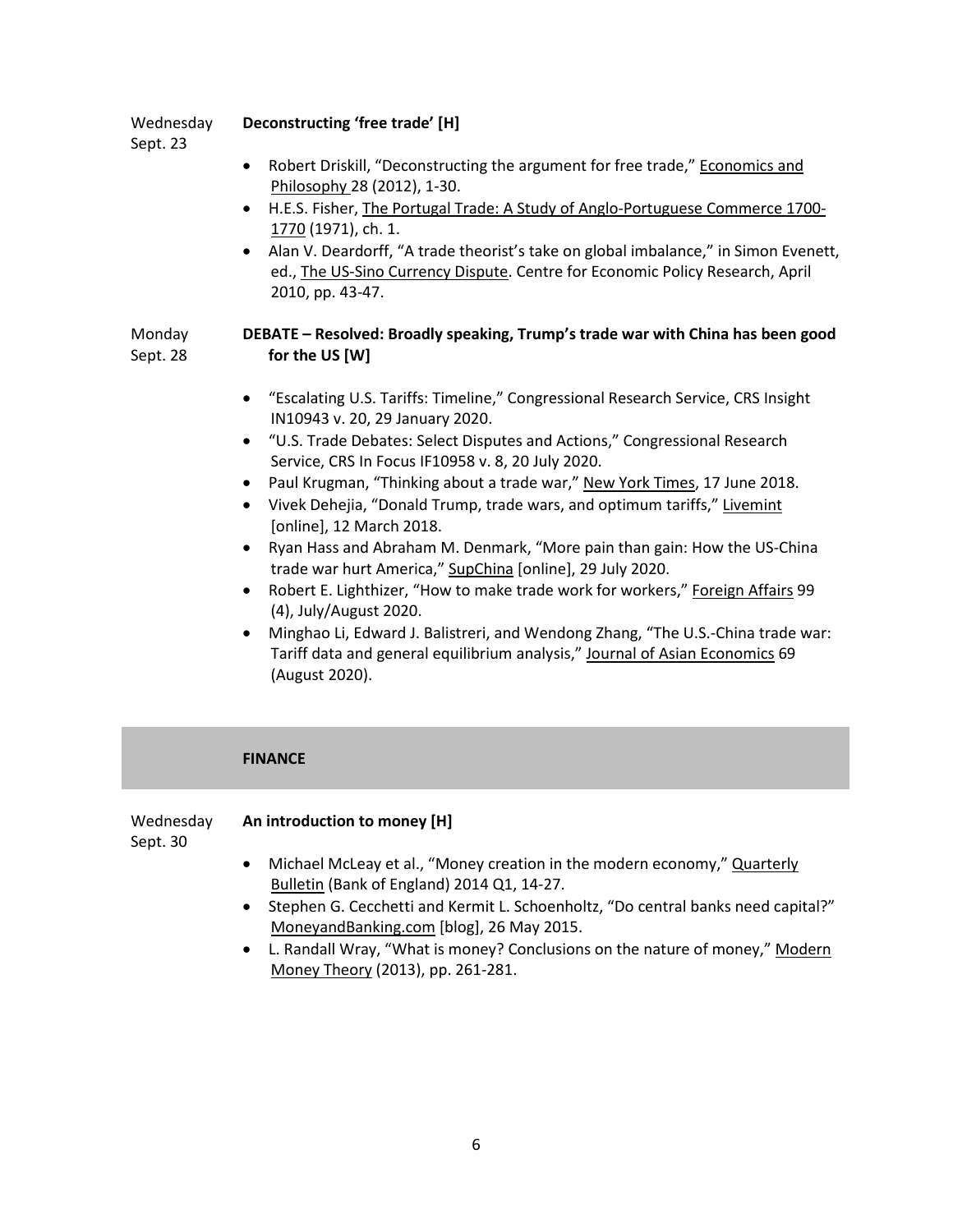Wednesday Sept. 23 — **Deconstructing 'free trade' [H]**

- Robert Driskill, "Deconstructing the argument for free trade," Economics and Philosophy 28 (2012), 1-30.
- H.E.S. Fisher, The Portugal Trade: A Study of Anglo-Portuguese Commerce 1700-1770 (1971), ch. 1.
- Alan V. Deardorff, "A trade theorist's take on global imbalance," in Simon Evenett, ed., The US-Sino Currency Dispute. Centre for Economic Policy Research, April 2010, pp. 43-47.

Monday Sept. 28 — **DEBATE – Resolved: Broadly speaking, Trump's trade war with China has been good for the US [W]**

- "Escalating U.S. Tariffs: Timeline," Congressional Research Service, CRS Insight IN10943 v. 20, 29 January 2020.
- "U.S. Trade Debates: Select Disputes and Actions," Congressional Research Service, CRS In Focus IF10958 v. 8, 20 July 2020.
- Paul Krugman, "Thinking about a trade war," New York Times, 17 June 2018.
- Vivek Dehejia, "Donald Trump, trade wars, and optimum tariffs," Livemint [online], 12 March 2018.
- Ryan Hass and Abraham M. Denmark, "More pain than gain: How the US-China trade war hurt America," SupChina [online], 29 July 2020.
- Robert E. Lighthizer, "How to make trade work for workers," Foreign Affairs 99 (4), July/August 2020.
- Minghao Li, Edward J. Balistreri, and Wendong Zhang, "The U.S.-China trade war: Tariff data and general equilibrium analysis," Journal of Asian Economics 69 (August 2020).

## FINANCE

Wednesday Sept. 30 — **An introduction to money [H]**

- Michael McLeay et al., "Money creation in the modern economy," Quarterly Bulletin (Bank of England) 2014 Q1, 14-27.
- Stephen G. Cecchetti and Kermit L. Schoenholtz, "Do central banks need capital?" MoneyandBanking.com [blog], 26 May 2015.
- L. Randall Wray, "What is money? Conclusions on the nature of money," Modern Money Theory (2013), pp. 261-281.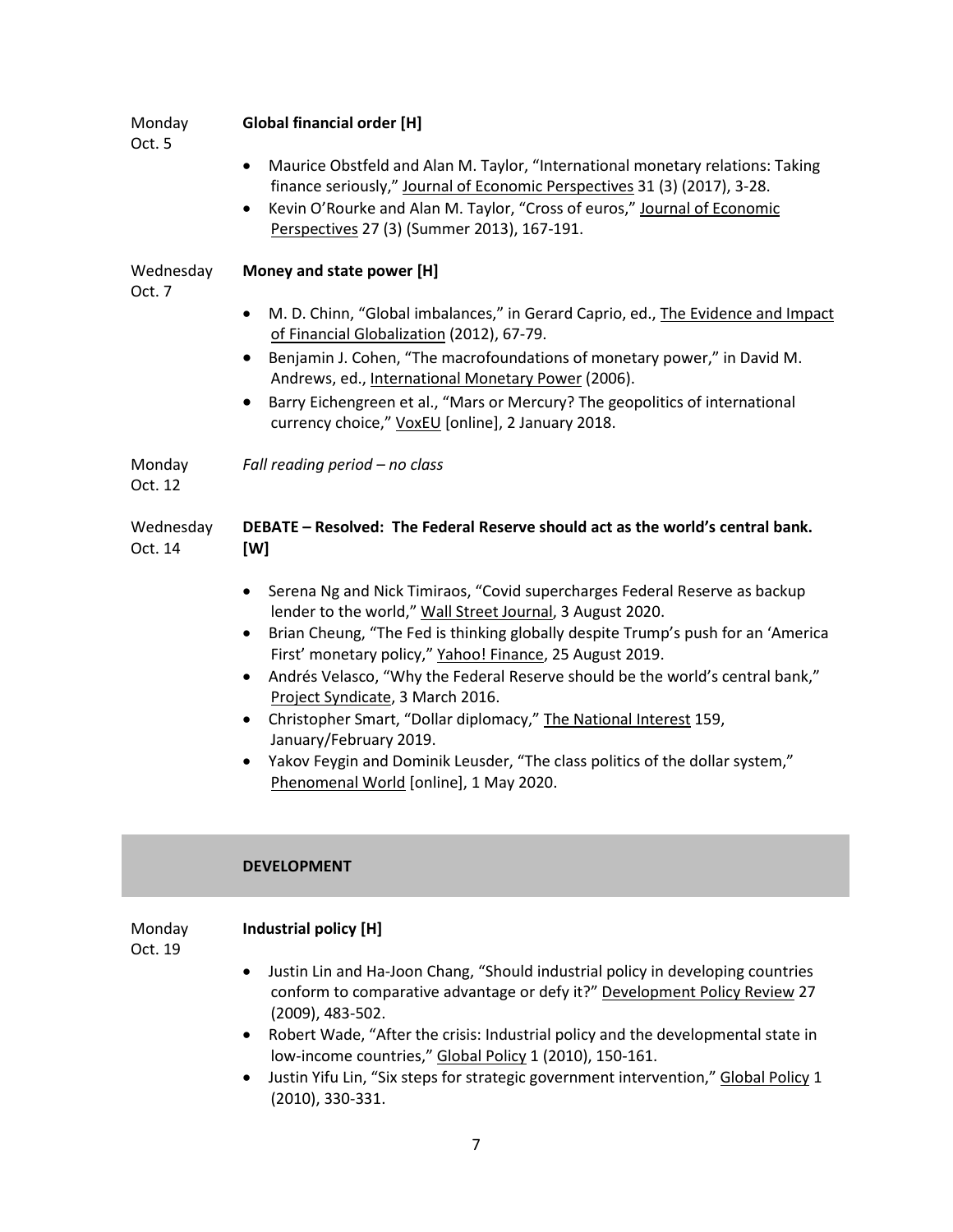Monday Oct. 5 — **Global financial order [H]**

- Maurice Obstfeld and Alan M. Taylor, "International monetary relations: Taking finance seriously," Journal of Economic Perspectives 31 (3) (2017), 3-28.
- Kevin O'Rourke and Alan M. Taylor, "Cross of euros," Journal of Economic Perspectives 27 (3) (Summer 2013), 167-191.

Wednesday Oct. 7 — **Money and state power [H]**

- M. D. Chinn, "Global imbalances," in Gerard Caprio, ed., The Evidence and Impact of Financial Globalization (2012), 67-79.
- Benjamin J. Cohen, "The macrofoundations of monetary power," in David M. Andrews, ed., International Monetary Power (2006).
- Barry Eichengreen et al., "Mars or Mercury? The geopolitics of international currency choice," VoxEU [online], 2 January 2018.

Monday Oct. 12 — *Fall reading period – no class*

Wednesday Oct. 14 — **DEBATE – Resolved: The Federal Reserve should act as the world's central bank. [W]**

- Serena Ng and Nick Timiraos, "Covid supercharges Federal Reserve as backup lender to the world," Wall Street Journal, 3 August 2020.
- Brian Cheung, "The Fed is thinking globally despite Trump's push for an 'America First' monetary policy," Yahoo! Finance, 25 August 2019.
- Andrés Velasco, "Why the Federal Reserve should be the world's central bank," Project Syndicate, 3 March 2016.
- Christopher Smart, "Dollar diplomacy," The National Interest 159, January/February 2019.
- Yakov Feygin and Dominik Leusder, "The class politics of the dollar system," Phenomenal World [online], 1 May 2020.

## DEVELOPMENT

Monday Oct. 19 — **Industrial policy [H]**

- Justin Lin and Ha-Joon Chang, "Should industrial policy in developing countries conform to comparative advantage or defy it?" Development Policy Review 27 (2009), 483-502.
- Robert Wade, "After the crisis: Industrial policy and the developmental state in low-income countries," Global Policy 1 (2010), 150-161.
- Justin Yifu Lin, "Six steps for strategic government intervention," Global Policy 1 (2010), 330-331.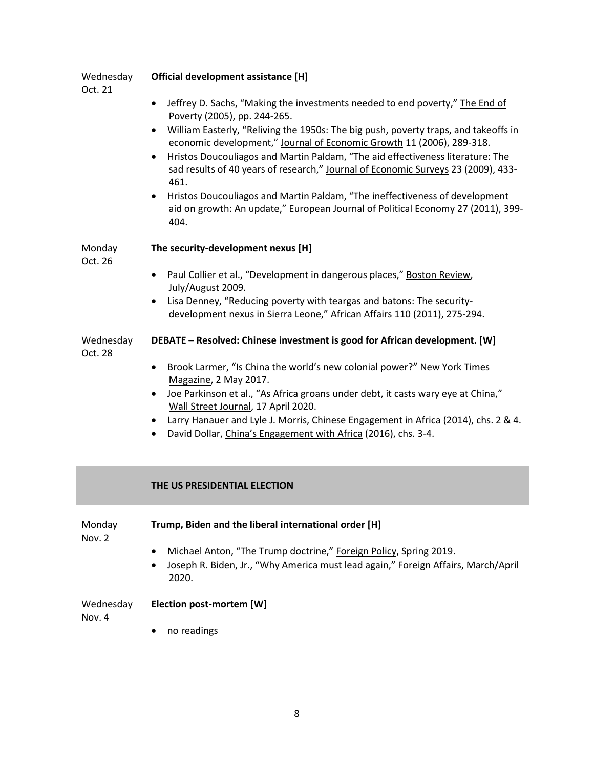Wednesday Oct. 21 — **Official development assistance [H]**

- Jeffrey D. Sachs, "Making the investments needed to end poverty," The End of Poverty (2005), pp. 244-265.
- William Easterly, "Reliving the 1950s: The big push, poverty traps, and takeoffs in economic development," Journal of Economic Growth 11 (2006), 289-318.
- Hristos Doucouliagos and Martin Paldam, "The aid effectiveness literature: The sad results of 40 years of research," Journal of Economic Surveys 23 (2009), 433-461.
- Hristos Doucouliagos and Martin Paldam, "The ineffectiveness of development aid on growth: An update," European Journal of Political Economy 27 (2011), 399-404.

Monday Oct. 26 — **The security-development nexus [H]**

- Paul Collier et al., "Development in dangerous places," Boston Review, July/August 2009.
- Lisa Denney, "Reducing poverty with teargas and batons: The security-development nexus in Sierra Leone," African Affairs 110 (2011), 275-294.

Wednesday Oct. 28 — **DEBATE – Resolved: Chinese investment is good for African development. [W]**

- Brook Larmer, "Is China the world's new colonial power?" New York Times Magazine, 2 May 2017.
- Joe Parkinson et al., "As Africa groans under debt, it casts wary eye at China," Wall Street Journal, 17 April 2020.
- Larry Hanauer and Lyle J. Morris, Chinese Engagement in Africa (2014), chs. 2 & 4.
- David Dollar, China's Engagement with Africa (2016), chs. 3-4.

## THE US PRESIDENTIAL ELECTION

Monday Nov. 2 — **Trump, Biden and the liberal international order [H]**

- Michael Anton, "The Trump doctrine," Foreign Policy, Spring 2019.
- Joseph R. Biden, Jr., "Why America must lead again," Foreign Affairs, March/April 2020.

Wednesday Nov. 4 — **Election post-mortem [W]**

- no readings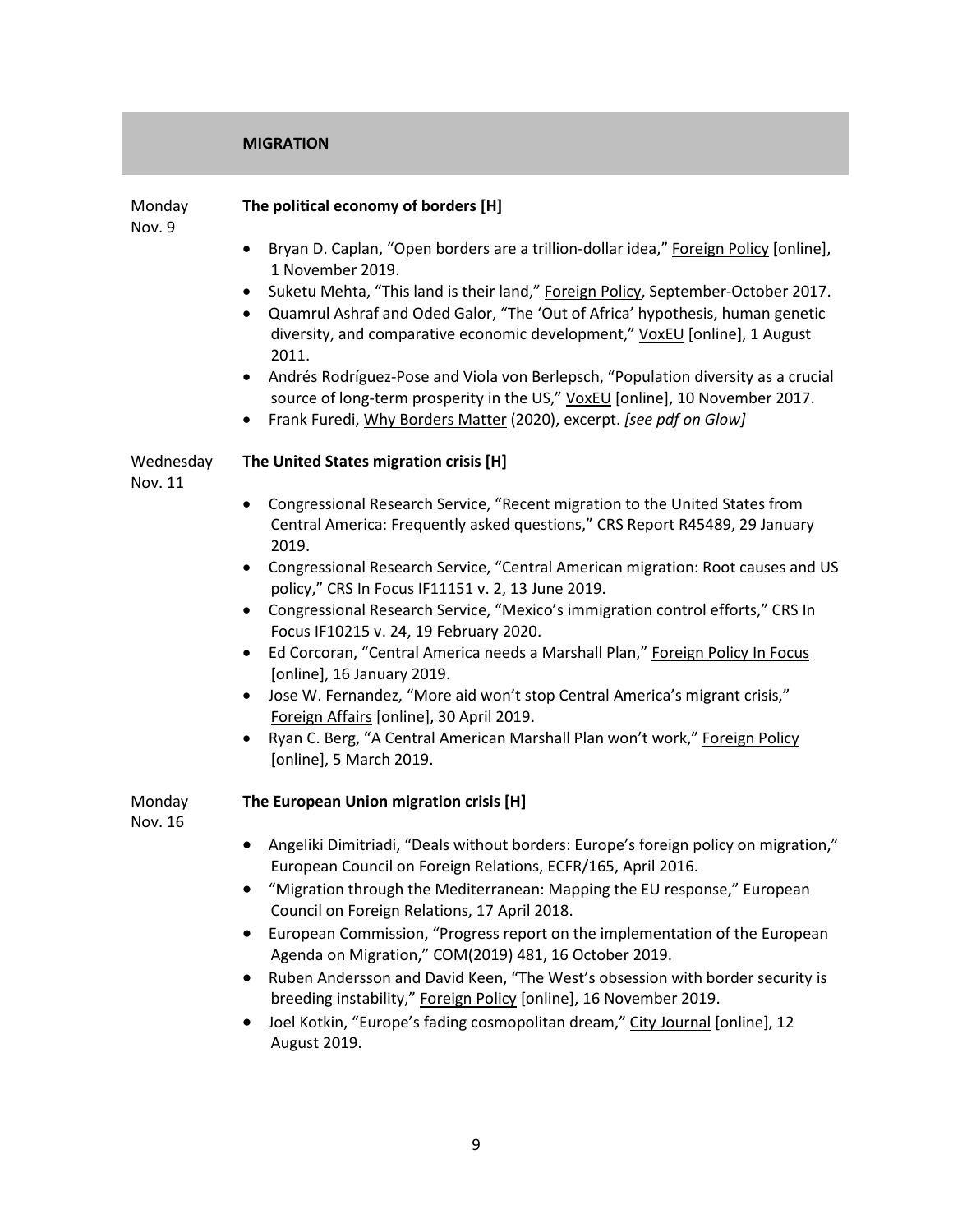## MIGRATION

Monday Nov. 9

**The political economy of borders [H]**

- Bryan D. Caplan, "Open borders are a trillion-dollar idea," Foreign Policy [online], 1 November 2019.
- Suketu Mehta, "This land is their land," Foreign Policy, September-October 2017.
- Quamrul Ashraf and Oded Galor, "The 'Out of Africa' hypothesis, human genetic diversity, and comparative economic development," VoxEU [online], 1 August 2011.
- Andrés Rodríguez-Pose and Viola von Berlepsch, "Population diversity as a crucial source of long-term prosperity in the US," VoxEU [online], 10 November 2017.
- Frank Furedi, Why Borders Matter (2020), excerpt. *[see pdf on Glow]*

Wednesday Nov. 11

**The United States migration crisis [H]**

- Congressional Research Service, "Recent migration to the United States from Central America: Frequently asked questions," CRS Report R45489, 29 January 2019.
- Congressional Research Service, "Central American migration: Root causes and US policy," CRS In Focus IF11151 v. 2, 13 June 2019.
- Congressional Research Service, "Mexico's immigration control efforts," CRS In Focus IF10215 v. 24, 19 February 2020.
- Ed Corcoran, "Central America needs a Marshall Plan," Foreign Policy In Focus [online], 16 January 2019.
- Jose W. Fernandez, "More aid won't stop Central America's migrant crisis," Foreign Affairs [online], 30 April 2019.
- Ryan C. Berg, "A Central American Marshall Plan won't work," Foreign Policy [online], 5 March 2019.

Monday Nov. 16

**The European Union migration crisis [H]**

- Angeliki Dimitriadi, "Deals without borders: Europe's foreign policy on migration," European Council on Foreign Relations, ECFR/165, April 2016.
- "Migration through the Mediterranean: Mapping the EU response," European Council on Foreign Relations, 17 April 2018.
- European Commission, "Progress report on the implementation of the European Agenda on Migration," COM(2019) 481, 16 October 2019.
- Ruben Andersson and David Keen, "The West's obsession with border security is breeding instability," Foreign Policy [online], 16 November 2019.
- Joel Kotkin, "Europe's fading cosmopolitan dream," City Journal [online], 12 August 2019.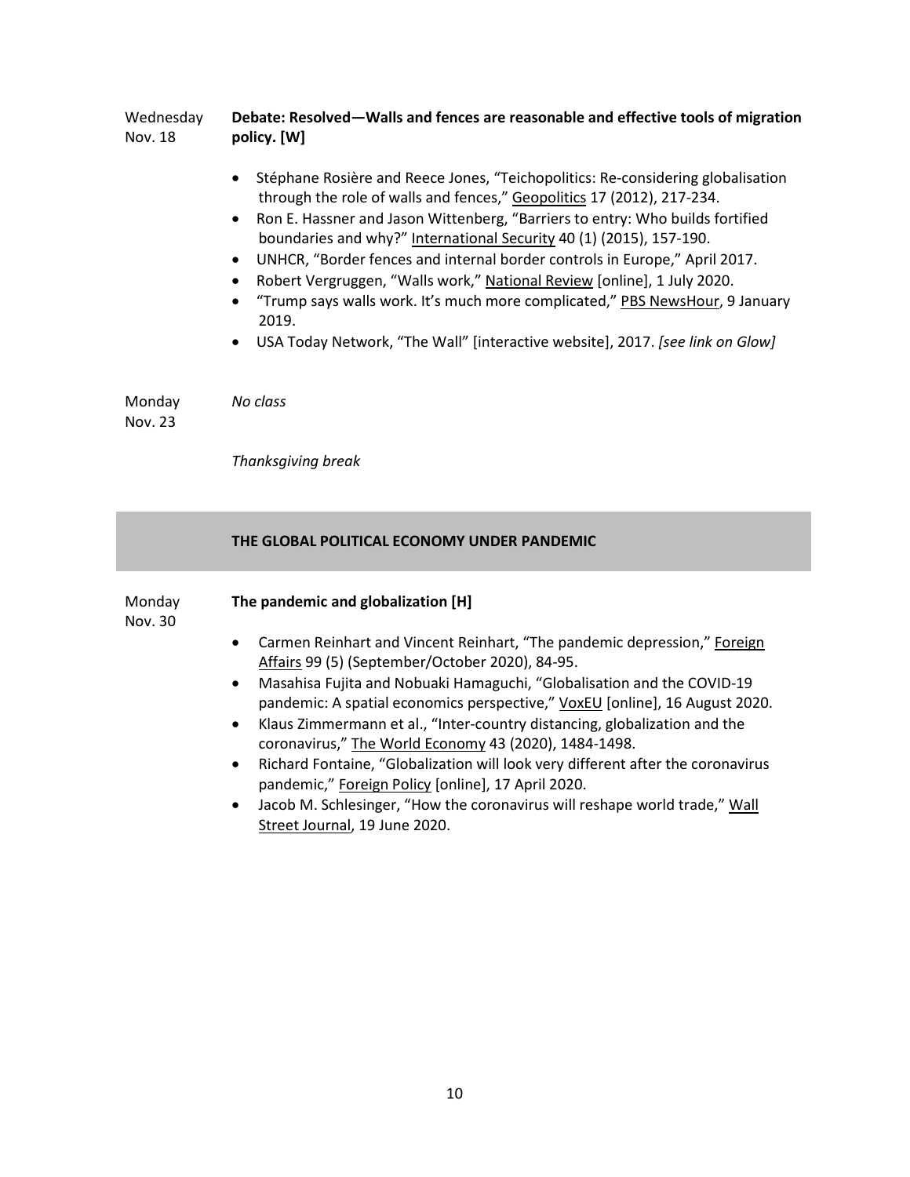Wednesday Nov. 18 — **Debate: Resolved—Walls and fences are reasonable and effective tools of migration policy. [W]**

- Stéphane Rosière and Reece Jones, "Teichopolitics: Re-considering globalisation through the role of walls and fences," Geopolitics 17 (2012), 217-234.
- Ron E. Hassner and Jason Wittenberg, "Barriers to entry: Who builds fortified boundaries and why?" International Security 40 (1) (2015), 157-190.
- UNHCR, "Border fences and internal border controls in Europe," April 2017.
- Robert Vergruggen, "Walls work," National Review [online], 1 July 2020.
- "Trump says walls work. It's much more complicated," PBS NewsHour, 9 January 2019.
- USA Today Network, "The Wall" [interactive website], 2017. *[see link on Glow]*

Monday Nov. 23 — *No class*

*Thanksgiving break*

## THE GLOBAL POLITICAL ECONOMY UNDER PANDEMIC

Monday Nov. 30 — **The pandemic and globalization [H]**

- Carmen Reinhart and Vincent Reinhart, "The pandemic depression," Foreign Affairs 99 (5) (September/October 2020), 84-95.
- Masahisa Fujita and Nobuaki Hamaguchi, "Globalisation and the COVID-19 pandemic: A spatial economics perspective," VoxEU [online], 16 August 2020.
- Klaus Zimmermann et al., "Inter-country distancing, globalization and the coronavirus," The World Economy 43 (2020), 1484-1498.
- Richard Fontaine, "Globalization will look very different after the coronavirus pandemic," Foreign Policy [online], 17 April 2020.
- Jacob M. Schlesinger, "How the coronavirus will reshape world trade," Wall Street Journal, 19 June 2020.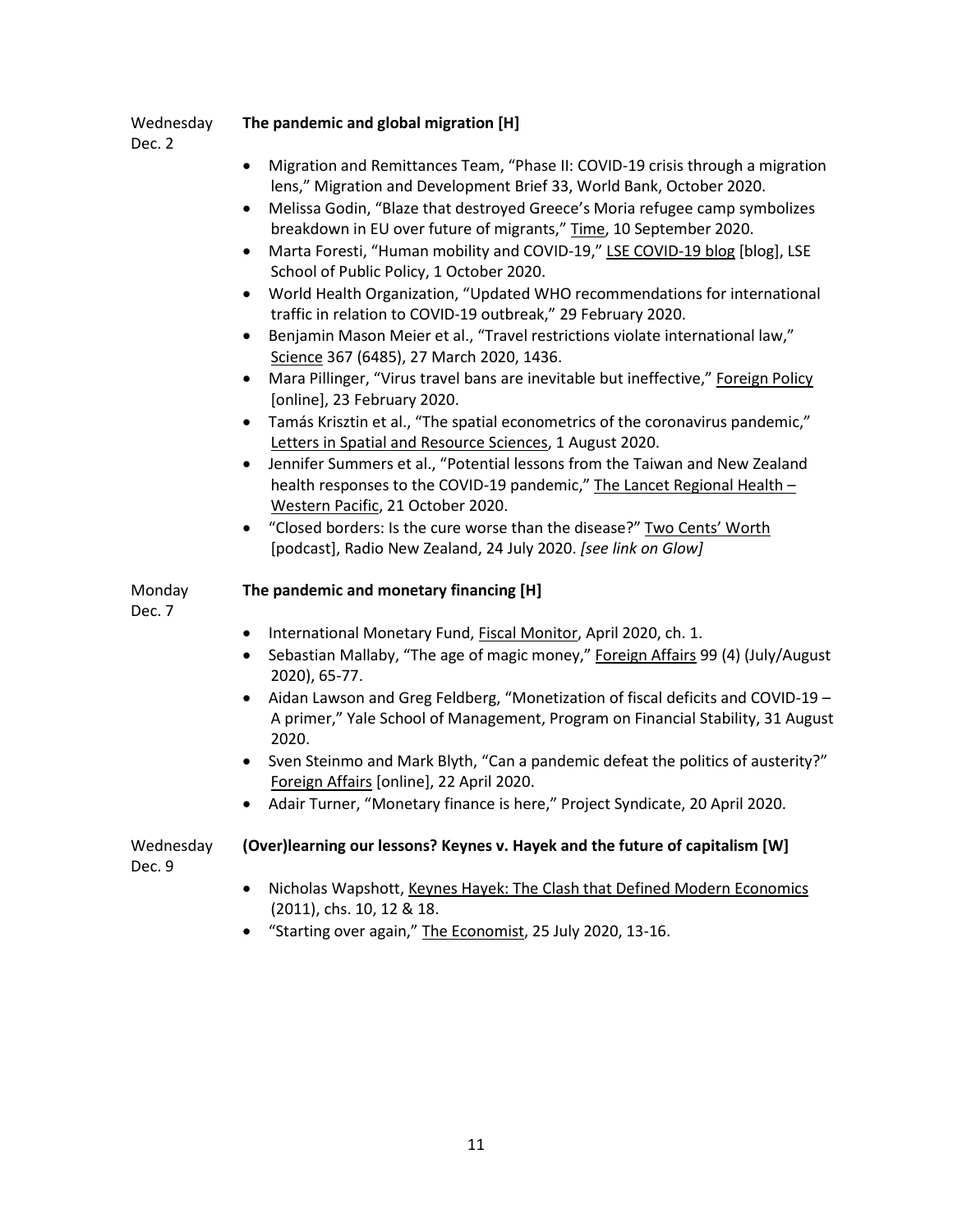Wednesday Dec. 2

**The pandemic and global migration [H]**

- Migration and Remittances Team, "Phase II: COVID-19 crisis through a migration lens," Migration and Development Brief 33, World Bank, October 2020.
- Melissa Godin, "Blaze that destroyed Greece's Moria refugee camp symbolizes breakdown in EU over future of migrants," Time, 10 September 2020.
- Marta Foresti, "Human mobility and COVID-19," LSE COVID-19 blog [blog], LSE School of Public Policy, 1 October 2020.
- World Health Organization, "Updated WHO recommendations for international traffic in relation to COVID-19 outbreak," 29 February 2020.
- Benjamin Mason Meier et al., "Travel restrictions violate international law," Science 367 (6485), 27 March 2020, 1436.
- Mara Pillinger, "Virus travel bans are inevitable but ineffective," Foreign Policy [online], 23 February 2020.
- Tamás Krisztin et al., "The spatial econometrics of the coronavirus pandemic," Letters in Spatial and Resource Sciences, 1 August 2020.
- Jennifer Summers et al., "Potential lessons from the Taiwan and New Zealand health responses to the COVID-19 pandemic," The Lancet Regional Health – Western Pacific, 21 October 2020.
- "Closed borders: Is the cure worse than the disease?" Two Cents' Worth [podcast], Radio New Zealand, 24 July 2020. *[see link on Glow]*

Monday Dec. 7

**The pandemic and monetary financing [H]**

- International Monetary Fund, Fiscal Monitor, April 2020, ch. 1.
- Sebastian Mallaby, "The age of magic money," Foreign Affairs 99 (4) (July/August 2020), 65-77.
- Aidan Lawson and Greg Feldberg, "Monetization of fiscal deficits and COVID-19 – A primer," Yale School of Management, Program on Financial Stability, 31 August 2020.
- Sven Steinmo and Mark Blyth, "Can a pandemic defeat the politics of austerity?" Foreign Affairs [online], 22 April 2020.
- Adair Turner, "Monetary finance is here," Project Syndicate, 20 April 2020.

Wednesday Dec. 9

**(Over)learning our lessons? Keynes v. Hayek and the future of capitalism [W]**

- Nicholas Wapshott, Keynes Hayek: The Clash that Defined Modern Economics (2011), chs. 10, 12 & 18.
- "Starting over again," The Economist, 25 July 2020, 13-16.